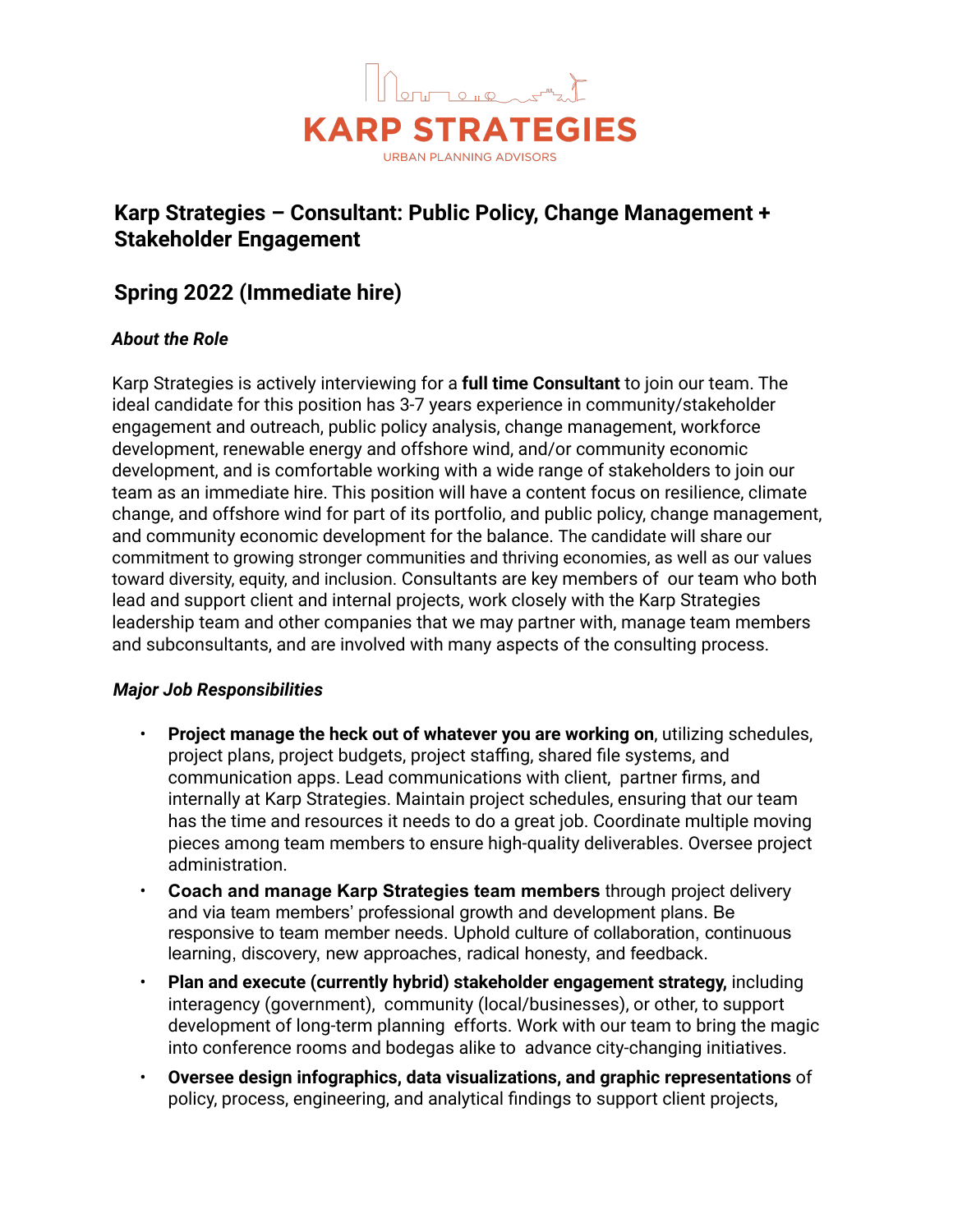KARP STRATEGIES

URBAN PLANNING ADVISORS

## Karp Strategies – Consultant: Public Policy, Change Management + Stakeholder Engagement

## Spring 2022 (Immediate hire)

### *About the Role*

Karp Strategies is actively interviewing for a **full time Consultant** to join our team. The ideal candidate for this position has 3-7 years experience in community/stakeholder engagement and outreach, public policy analysis, change management, workforce development, renewable energy and offshore wind, and/or community economic development, and is comfortable working with a wide range of stakeholders to join our team as an immediate hire. This position will have a content focus on resilience, climate change, and offshore wind for part of its portfolio, and public policy, change management, and community economic development for the balance. The candidate will share our commitment to growing stronger communities and thriving economies, as well as our values toward diversity, equity, and inclusion. Consultants are key members of our team who both lead and support client and internal projects, work closely with the Karp Strategies leadership team and other companies that we may partner with, manage team members and subconsultants, and are involved with many aspects of the consulting process.

### *Major Job Responsibilities*

- **Project manage the heck out of whatever you are working on**, utilizing schedules, project plans, project budgets, project staffing, shared file systems, and communication apps. Lead communications with client, partner firms, and internally at Karp Strategies. Maintain project schedules, ensuring that our team has the time and resources it needs to do a great job. Coordinate multiple moving pieces among team members to ensure high-quality deliverables. Oversee project administration.
- **Coach and manage Karp Strategies team members** through project delivery and via team members' professional growth and development plans. Be responsive to team member needs. Uphold culture of collaboration, continuous learning, discovery, new approaches, radical honesty, and feedback.
- **Plan and execute (currently hybrid) stakeholder engagement strategy,** including interagency (government), community (local/businesses), or other, to support development of long-term planning efforts. Work with our team to bring the magic into conference rooms and bodegas alike to advance city-changing initiatives.
- **Oversee design infographics, data visualizations, and graphic representations** of policy, process, engineering, and analytical findings to support client projects,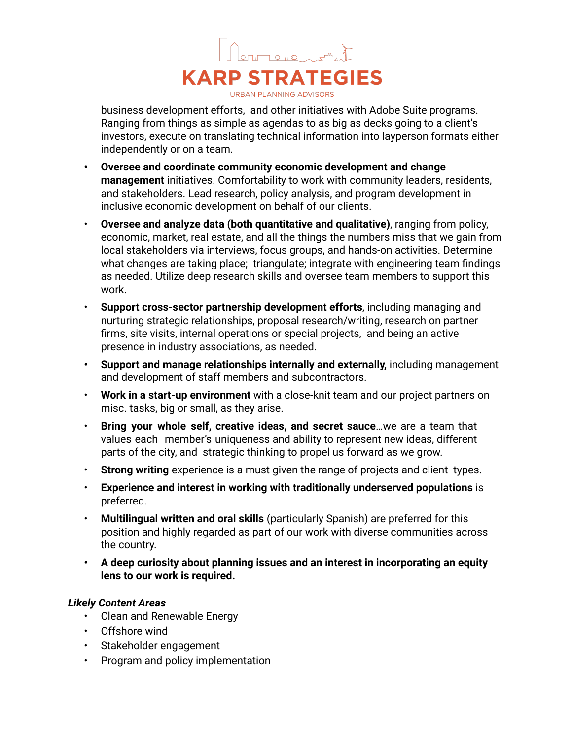business development efforts, and other initiatives with Adobe Suite programs. Ranging from things as simple as agendas to as big as decks going to a client's investors, execute on translating technical information into layperson formats either independently or on a team.

- **Oversee and coordinate community economic development and change management** initiatives. Comfortability to work with community leaders, residents, and stakeholders. Lead research, policy analysis, and program development in inclusive economic development on behalf of our clients.
- **Oversee and analyze data (both quantitative and qualitative)**, ranging from policy, economic, market, real estate, and all the things the numbers miss that we gain from local stakeholders via interviews, focus groups, and hands-on activities. Determine what changes are taking place; triangulate; integrate with engineering team findings as needed. Utilize deep research skills and oversee team members to support this work.
- **Support cross-sector partnership development efforts**, including managing and nurturing strategic relationships, proposal research/writing, research on partner firms, site visits, internal operations or special projects, and being an active presence in industry associations, as needed.
- **Support and manage relationships internally and externally,** including management and development of staff members and subcontractors.
- **Work in a start-up environment** with a close-knit team and our project partners on misc. tasks, big or small, as they arise.
- **Bring your whole self, creative ideas, and secret sauce**…we are a team that values each member's uniqueness and ability to represent new ideas, different parts of the city, and strategic thinking to propel us forward as we grow.
- **Strong writing** experience is a must given the range of projects and client types.
- **Experience and interest in working with traditionally underserved populations** is preferred.
- **Multilingual written and oral skills** (particularly Spanish) are preferred for this position and highly regarded as part of our work with diverse communities across the country.
- **A deep curiosity about planning issues and an interest in incorporating an equity lens to our work is required.**

***Likely Content Areas***

- Clean and Renewable Energy
- Offshore wind
- Stakeholder engagement
- Program and policy implementation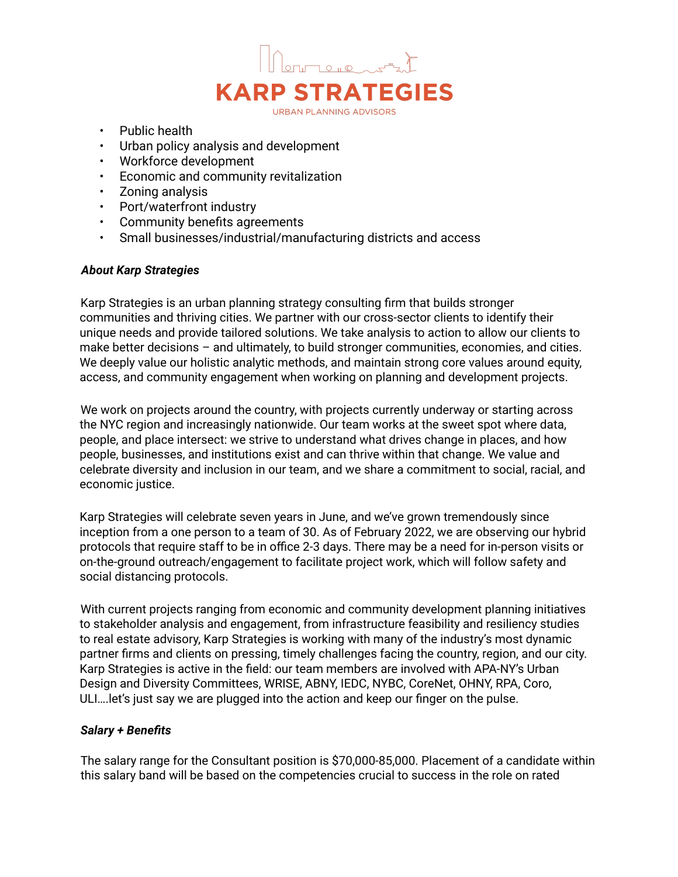- Public health
- Urban policy analysis and development
- Workforce development
- Economic and community revitalization
- Zoning analysis
- Port/waterfront industry
- Community benefits agreements
- Small businesses/industrial/manufacturing districts and access

***About Karp Strategies***

Karp Strategies is an urban planning strategy consulting firm that builds stronger communities and thriving cities. We partner with our cross-sector clients to identify their unique needs and provide tailored solutions. We take analysis to action to allow our clients to make better decisions – and ultimately, to build stronger communities, economies, and cities. We deeply value our holistic analytic methods, and maintain strong core values around equity, access, and community engagement when working on planning and development projects.

We work on projects around the country, with projects currently underway or starting across the NYC region and increasingly nationwide. Our team works at the sweet spot where data, people, and place intersect: we strive to understand what drives change in places, and how people, businesses, and institutions exist and can thrive within that change. We value and celebrate diversity and inclusion in our team, and we share a commitment to social, racial, and economic justice.

Karp Strategies will celebrate seven years in June, and we've grown tremendously since inception from a one person to a team of 30. As of February 2022, we are observing our hybrid protocols that require staff to be in office 2-3 days. There may be a need for in-person visits or on-the-ground outreach/engagement to facilitate project work, which will follow safety and social distancing protocols.

With current projects ranging from economic and community development planning initiatives to stakeholder analysis and engagement, from infrastructure feasibility and resiliency studies to real estate advisory, Karp Strategies is working with many of the industry's most dynamic partner firms and clients on pressing, timely challenges facing the country, region, and our city. Karp Strategies is active in the field: our team members are involved with APA-NY's Urban Design and Diversity Committees, WRISE, ABNY, IEDC, NYBC, CoreNet, OHNY, RPA, Coro, ULI….let's just say we are plugged into the action and keep our finger on the pulse.

***Salary + Benefits***

The salary range for the Consultant position is $70,000-85,000. Placement of a candidate within this salary band will be based on the competencies crucial to success in the role on rated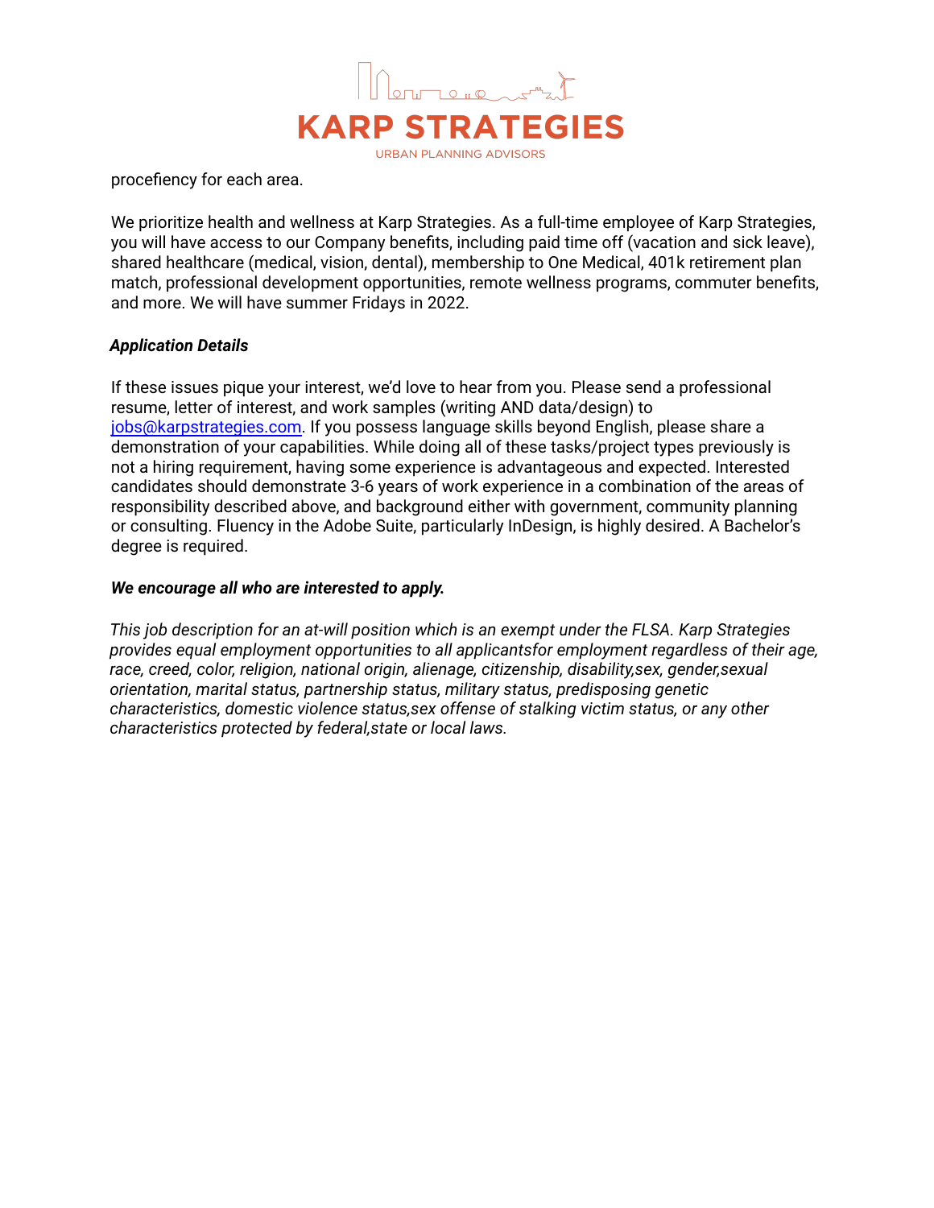procefiency for each area.

We prioritize health and wellness at Karp Strategies. As a full-time employee of Karp Strategies, you will have access to our Company benefits, including paid time off (vacation and sick leave), shared healthcare (medical, vision, dental), membership to One Medical, 401k retirement plan match, professional development opportunities, remote wellness programs, commuter benefits, and more. We will have summer Fridays in 2022.

***Application Details***

If these issues pique your interest, we'd love to hear from you. Please send a professional resume, letter of interest, and work samples (writing AND data/design) to jobs@karpstrategies.com. If you possess language skills beyond English, please share a demonstration of your capabilities. While doing all of these tasks/project types previously is not a hiring requirement, having some experience is advantageous and expected. Interested candidates should demonstrate 3-6 years of work experience in a combination of the areas of responsibility described above, and background either with government, community planning or consulting. Fluency in the Adobe Suite, particularly InDesign, is highly desired. A Bachelor's degree is required.

***We encourage all who are interested to apply.***

*This job description for an at-will position which is an exempt under the FLSA. Karp Strategies provides equal employment opportunities to all applicantsfor employment regardless of their age, race, creed, color, religion, national origin, alienage, citizenship, disability,sex, gender,sexual orientation, marital status, partnership status, military status, predisposing genetic characteristics, domestic violence status,sex offense of stalking victim status, or any other characteristics protected by federal,state or local laws.*